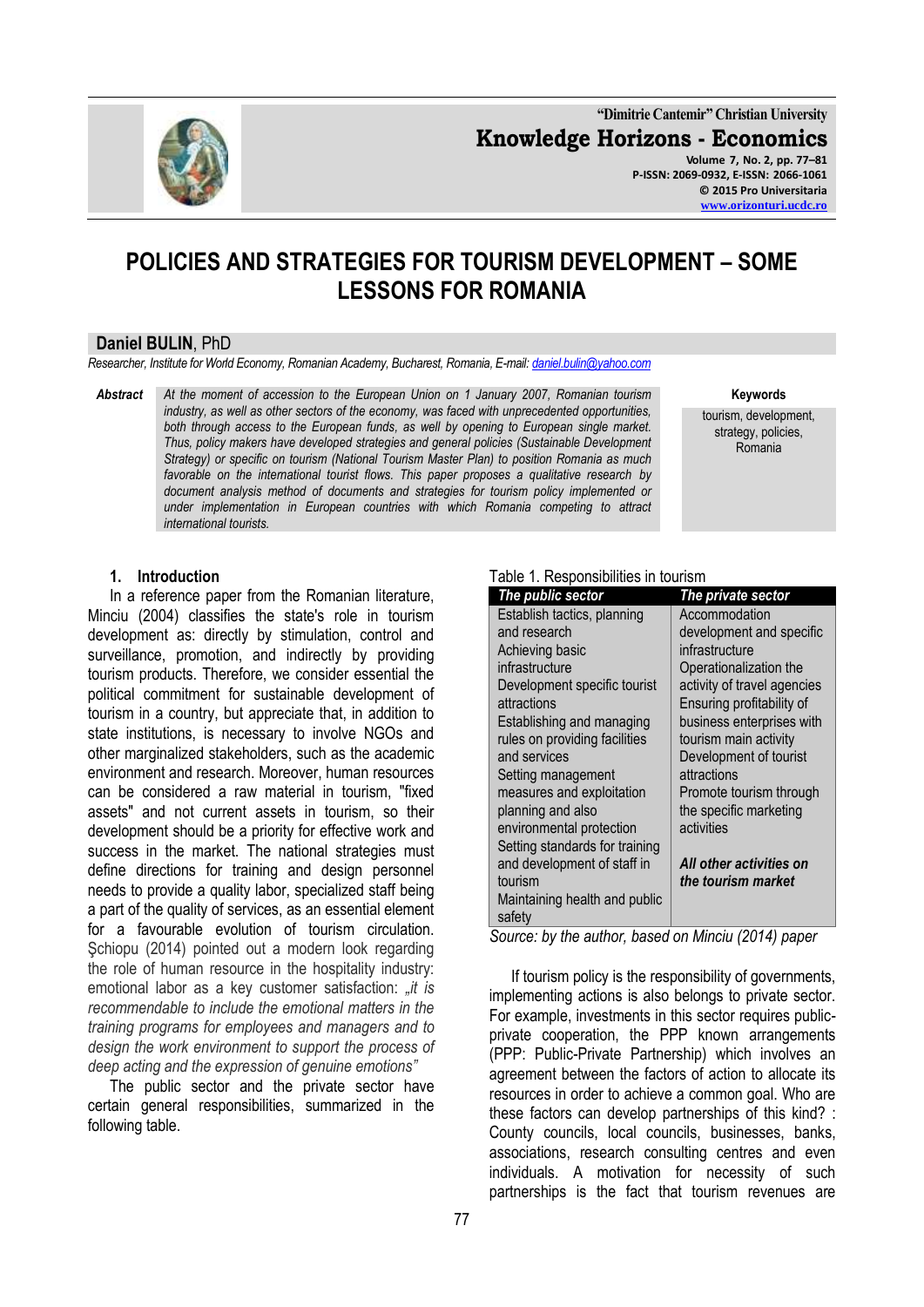# POLICIES AND STRATEGIES FOR TOURISM DEVELOPMENT – SOME LESSONS FOR ROMANIA

**Daniel BULIN**, PhD

*Researcher, Institute for World Economy, Romanian Academy, Bucharest, Romania, E-mail: daniel.bulin@yahoo.com*

**Abstract** *At the moment of accession to the European Union on 1 January 2007, Romanian tourism industry, as well as other sectors of the economy, was faced with unprecedented opportunities, both through access to the European funds, as well by opening to European single market. Thus, policy makers have developed strategies and general policies (Sustainable Development Strategy) or specific on tourism (National Tourism Master Plan) to position Romania as much favorable on the international tourist flows. This paper proposes a qualitative research by document analysis method of documents and strategies for tourism policy implemented or under implementation in European countries with which Romania competing to attract international tourists.*

**Keywords**
tourism, development, strategy, policies, Romania

## 1. Introduction

In a reference paper from the Romanian literature, Minciu (2004) classifies the state's role in tourism development as: directly by stimulation, control and surveillance, promotion, and indirectly by providing tourism products. Therefore, we consider essential the political commitment for sustainable development of tourism in a country, but appreciate that, in addition to state institutions, is necessary to involve NGOs and other marginalized stakeholders, such as the academic environment and research. Moreover, human resources can be considered a raw material in tourism, "fixed assets" and not current assets in tourism, so their development should be a priority for effective work and success in the market. The national strategies must define directions for training and design personnel needs to provide a quality labor, specialized staff being a part of the quality of services, as an essential element for a favourable evolution of tourism circulation. Şchiopu (2014) pointed out a modern look regarding the role of human resource in the hospitality industry: emotional labor as a key customer satisfaction: *„it is recommendable to include the emotional matters in the training programs for employees and managers and to design the work environment to support the process of deep acting and the expression of genuine emotions"*

The public sector and the private sector have certain general responsibilities, summarized in the following table.

Table 1. Responsibilities in tourism

| *The public sector* | *The private sector* |
|---|---|
| Establish tactics, planning and research | Accommodation development and specific infrastructure |
| Achieving basic infrastructure | Operationalization the activity of travel agencies |
| Development specific tourist attractions | Ensuring profitability of business enterprises with tourism main activity |
| Establishing and managing rules on providing facilities and services | Development of tourist attractions |
| Setting management measures and exploitation planning and also environmental protection | Promote tourism through the specific marketing activities |
| Setting standards for training and development of staff in tourism | ***All other activities on the tourism market*** |
| Maintaining health and public safety | |

*Source: by the author, based on Minciu (2014) paper*

If tourism policy is the responsibility of governments, implementing actions is also belongs to private sector. For example, investments in this sector requires public-private cooperation, the PPP known arrangements (PPP: Public-Private Partnership) which involves an agreement between the factors of action to allocate its resources in order to achieve a common goal. Who are these factors can develop partnerships of this kind? : County councils, local councils, businesses, banks, associations, research consulting centres and even individuals. A motivation for necessity of such partnerships is the fact that tourism revenues are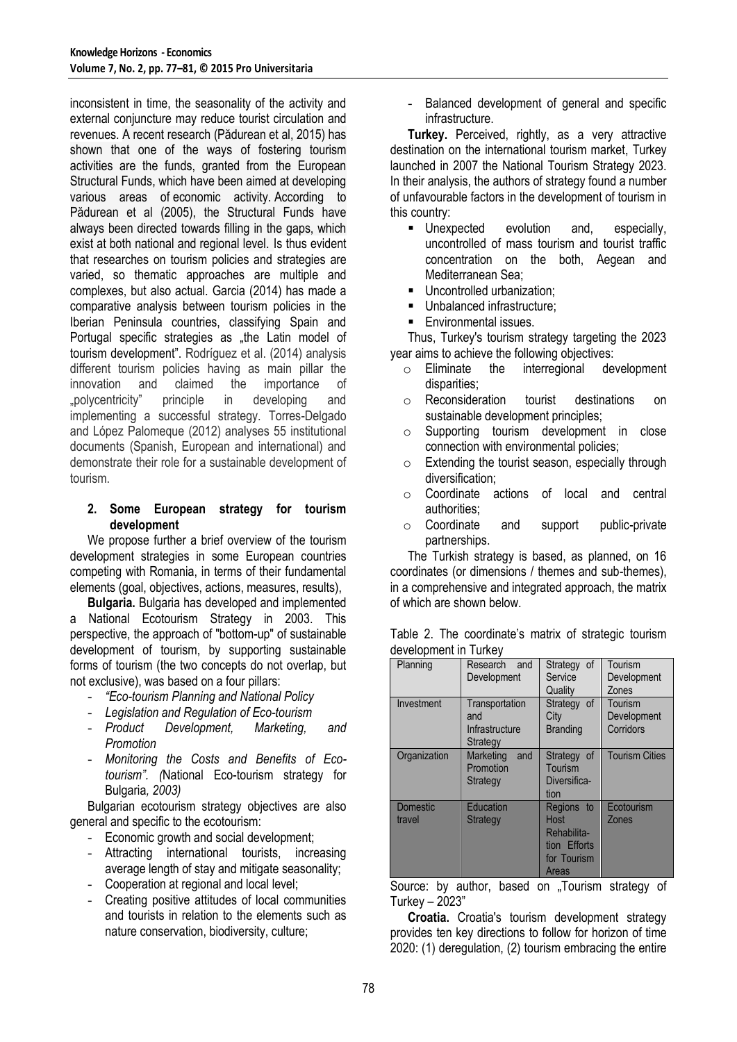inconsistent in time, the seasonality of the activity and external conjuncture may reduce tourist circulation and revenues. A recent research (Pădurean et al, 2015) has shown that one of the ways of fostering tourism activities are the funds, granted from the European Structural Funds, which have been aimed at developing various areas of economic activity. According to Pădurean et al (2005), the Structural Funds have always been directed towards filling in the gaps, which exist at both national and regional level. Is thus evident that researches on tourism policies and strategies are varied, so thematic approaches are multiple and complexes, but also actual. Garcia (2014) has made a comparative analysis between tourism policies in the Iberian Peninsula countries, classifying Spain and Portugal specific strategies as „the Latin model of tourism development". Rodríguez et al. (2014) analysis different tourism policies having as main pillar the innovation and claimed the importance of „polycentricity" principle in developing and implementing a successful strategy. Torres-Delgado and López Palomeque (2012) analyses 55 institutional documents (Spanish, European and international) and demonstrate their role for a sustainable development of tourism.

## 2. Some European strategy for tourism development

We propose further a brief overview of the tourism development strategies in some European countries competing with Romania, in terms of their fundamental elements (goal, objectives, actions, measures, results),

**Bulgaria.** Bulgaria has developed and implemented a National Ecotourism Strategy in 2003. This perspective, the approach of "bottom-up" of sustainable development of tourism, by supporting sustainable forms of tourism (the two concepts do not overlap, but not exclusive), was based on a four pillars:

- *"Eco-tourism Planning and National Policy*
- *Legislation and Regulation of Eco-tourism*
- *Product Development, Marketing, and Promotion*
- *Monitoring the Costs and Benefits of Eco-tourism". (*National Eco-tourism strategy for Bulgaria*, 2003)*

Bulgarian ecotourism strategy objectives are also general and specific to the ecotourism:

- Economic growth and social development;
- Attracting international tourists, increasing average length of stay and mitigate seasonality;
- Cooperation at regional and local level;
- Creating positive attitudes of local communities and tourists in relation to the elements such as nature conservation, biodiversity, culture;
- Balanced development of general and specific infrastructure.

**Turkey.** Perceived, rightly, as a very attractive destination on the international tourism market, Turkey launched in 2007 the National Tourism Strategy 2023. In their analysis, the authors of strategy found a number of unfavourable factors in the development of tourism in this country:

- Unexpected evolution and, especially, uncontrolled of mass tourism and tourist traffic concentration on the both, Aegean and Mediterranean Sea;
- Uncontrolled urbanization;
- Unbalanced infrastructure;
- Environmental issues.

Thus, Turkey's tourism strategy targeting the 2023 year aims to achieve the following objectives:

- Eliminate the interregional development disparities;
- Reconsideration tourist destinations on sustainable development principles;
- Supporting tourism development in close connection with environmental policies;
- Extending the tourist season, especially through diversification;
- Coordinate actions of local and central authorities;
- Coordinate and support public-private partnerships.

The Turkish strategy is based, as planned, on 16 coordinates (or dimensions / themes and sub-themes), in a comprehensive and integrated approach, the matrix of which are shown below.

Table 2. The coordinate's matrix of strategic tourism development in Turkey

| Planning | Research and Development | Strategy of Service Quality | Tourism Development Zones |
|---|---|---|---|
| Investment | Transportation and Infrastructure Strategy | Strategy of City Branding | Tourism Development Corridors |
| Organization | Marketing and Promotion Strategy | Strategy of Tourism Diversification | Tourism Cities |
| Domestic travel | Education Strategy | Regions to Host Rehabilitation Efforts for Tourism Areas | Ecotourism Zones |

Source: by author, based on „Tourism strategy of Turkey – 2023"

**Croatia.** Croatia's tourism development strategy provides ten key directions to follow for horizon of time 2020: (1) deregulation, (2) tourism embracing the entire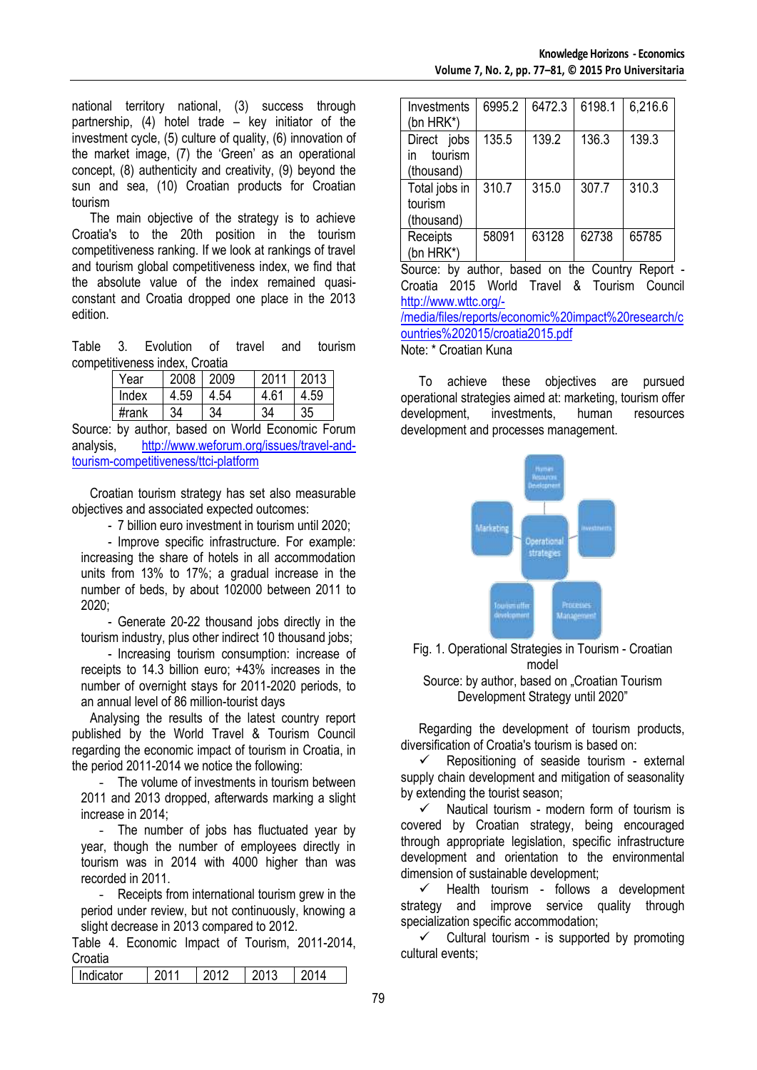national territory national, (3) success through partnership, (4) hotel trade – key initiator of the investment cycle, (5) culture of quality, (6) innovation of the market image, (7) the 'Green' as an operational concept, (8) authenticity and creativity, (9) beyond the sun and sea, (10) Croatian products for Croatian tourism

The main objective of the strategy is to achieve Croatia's to the 20th position in the tourism competitiveness ranking. If we look at rankings of travel and tourism global competitiveness index, we find that the absolute value of the index remained quasi-constant and Croatia dropped one place in the 2013 edition.

Table 3. Evolution of travel and tourism competitiveness index, Croatia

| Year | 2008 | 2009 | 2011 | 2013 |
|---|---|---|---|---|
| Index | 4.59 | 4.54 | 4.61 | 4.59 |
| #rank | 34 | 34 | 34 | 35 |

Source: by author, based on World Economic Forum analysis, http://www.weforum.org/issues/travel-and-tourism-competitiveness/ttci-platform

Croatian tourism strategy has set also measurable objectives and associated expected outcomes:

- 7 billion euro investment in tourism until 2020;
- Improve specific infrastructure. For example: increasing the share of hotels in all accommodation units from 13% to 17%; a gradual increase in the number of beds, by about 102000 between 2011 to 2020;
- Generate 20-22 thousand jobs directly in the tourism industry, plus other indirect 10 thousand jobs;
- Increasing tourism consumption: increase of receipts to 14.3 billion euro; +43% increases in the number of overnight stays for 2011-2020 periods, to an annual level of 86 million-tourist days

Analysing the results of the latest country report published by the World Travel & Tourism Council regarding the economic impact of tourism in Croatia, in the period 2011-2014 we notice the following:

- The volume of investments in tourism between 2011 and 2013 dropped, afterwards marking a slight increase in 2014;
- The number of jobs has fluctuated year by year, though the number of employees directly in tourism was in 2014 with 4000 higher than was recorded in 2011.
- Receipts from international tourism grew in the period under review, but not continuously, knowing a slight decrease in 2013 compared to 2012.

Table 4. Economic Impact of Tourism, 2011-2014, Croatia

| Indicator | 2011 | 2012 | 2013 | 2014 |
|---|---|---|---|---|
| Investments (bn HRK*) | 6995.2 | 6472.3 | 6198.1 | 6,216.6 |
| Direct jobs in tourism (thousand) | 135.5 | 139.2 | 136.3 | 139.3 |
| Total jobs in tourism (thousand) | 310.7 | 315.0 | 307.7 | 310.3 |
| Receipts (bn HRK*) | 58091 | 63128 | 62738 | 65785 |

Source: by author, based on the Country Report - Croatia 2015 World Travel & Tourism Council http://www.wttc.org/-/media/files/reports/economic%20impact%20research/countries%202015/croatia2015.pdf

Note: * Croatian Kuna

To achieve these objectives are pursued operational strategies aimed at: marketing, tourism offer development, investments, human resources development and processes management.

Fig. 1. Operational Strategies in Tourism - Croatian model

Source: by author, based on „Croatian Tourism Development Strategy until 2020"

Regarding the development of tourism products, diversification of Croatia's tourism is based on:

- ✓ Repositioning of seaside tourism - external supply chain development and mitigation of seasonality by extending the tourist season;
- ✓ Nautical tourism - modern form of tourism is covered by Croatian strategy, being encouraged through appropriate legislation, specific infrastructure development and orientation to the environmental dimension of sustainable development;
- ✓ Health tourism - follows a development strategy and improve service quality through specialization specific accommodation;
- ✓ Cultural tourism - is supported by promoting cultural events;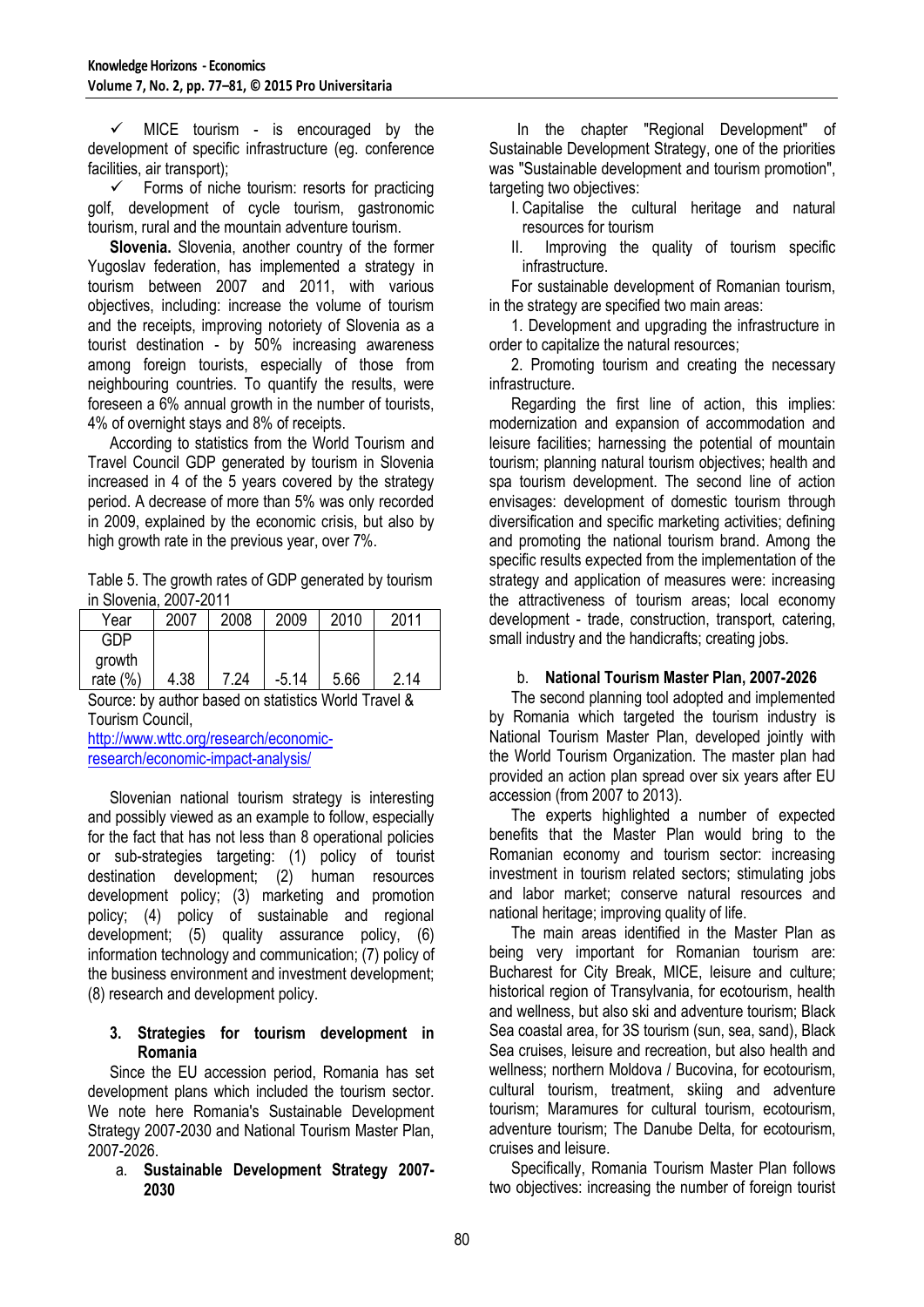✓ MICE tourism - is encouraged by the development of specific infrastructure (eg. conference facilities, air transport);

✓ Forms of niche tourism: resorts for practicing golf, development of cycle tourism, gastronomic tourism, rural and the mountain adventure tourism.

**Slovenia.** Slovenia, another country of the former Yugoslav federation, has implemented a strategy in tourism between 2007 and 2011, with various objectives, including: increase the volume of tourism and the receipts, improving notoriety of Slovenia as a tourist destination - by 50% increasing awareness among foreign tourists, especially of those from neighbouring countries. To quantify the results, were foreseen a 6% annual growth in the number of tourists, 4% of overnight stays and 8% of receipts.

According to statistics from the World Tourism and Travel Council GDP generated by tourism in Slovenia increased in 4 of the 5 years covered by the strategy period. A decrease of more than 5% was only recorded in 2009, explained by the economic crisis, but also by high growth rate in the previous year, over 7%.

Table 5. The growth rates of GDP generated by tourism in Slovenia, 2007-2011

| Year | 2007 | 2008 | 2009 | 2010 | 2011 |
|---|---|---|---|---|---|
| GDP growth rate (%) | 4.38 | 7.24 | -5.14 | 5.66 | 2.14 |

Source: by author based on statistics World Travel & Tourism Council, http://www.wttc.org/research/economic-research/economic-impact-analysis/

Slovenian national tourism strategy is interesting and possibly viewed as an example to follow, especially for the fact that has not less than 8 operational policies or sub-strategies targeting: (1) policy of tourist destination development; (2) human resources development policy; (3) marketing and promotion policy; (4) policy of sustainable and regional development; (5) quality assurance policy, (6) information technology and communication; (7) policy of the business environment and investment development; (8) research and development policy.

## 3. Strategies for tourism development in Romania

Since the EU accession period, Romania has set development plans which included the tourism sector. We note here Romania's Sustainable Development Strategy 2007-2030 and National Tourism Master Plan, 2007-2026.

### a. Sustainable Development Strategy 2007-2030

In the chapter "Regional Development" of Sustainable Development Strategy, one of the priorities was "Sustainable development and tourism promotion", targeting two objectives:

I. Capitalise the cultural heritage and natural resources for tourism

II. Improving the quality of tourism specific infrastructure.

For sustainable development of Romanian tourism, in the strategy are specified two main areas:

1. Development and upgrading the infrastructure in order to capitalize the natural resources;
2. Promoting tourism and creating the necessary infrastructure.

Regarding the first line of action, this implies: modernization and expansion of accommodation and leisure facilities; harnessing the potential of mountain tourism; planning natural tourism objectives; health and spa tourism development. The second line of action envisages: development of domestic tourism through diversification and specific marketing activities; defining and promoting the national tourism brand. Among the specific results expected from the implementation of the strategy and application of measures were: increasing the attractiveness of tourism areas; local economy development - trade, construction, transport, catering, small industry and the handicrafts; creating jobs.

### b. National Tourism Master Plan, 2007-2026

The second planning tool adopted and implemented by Romania which targeted the tourism industry is National Tourism Master Plan, developed jointly with the World Tourism Organization. The master plan had provided an action plan spread over six years after EU accession (from 2007 to 2013).

The experts highlighted a number of expected benefits that the Master Plan would bring to the Romanian economy and tourism sector: increasing investment in tourism related sectors; stimulating jobs and labor market; conserve natural resources and national heritage; improving quality of life.

The main areas identified in the Master Plan as being very important for Romanian tourism are: Bucharest for City Break, MICE, leisure and culture; historical region of Transylvania, for ecotourism, health and wellness, but also ski and adventure tourism; Black Sea coastal area, for 3S tourism (sun, sea, sand), Black Sea cruises, leisure and recreation, but also health and wellness; northern Moldova / Bucovina, for ecotourism, cultural tourism, treatment, skiing and adventure tourism; Maramures for cultural tourism, ecotourism, adventure tourism; The Danube Delta, for ecotourism, cruises and leisure.

Specifically, Romania Tourism Master Plan follows two objectives: increasing the number of foreign tourist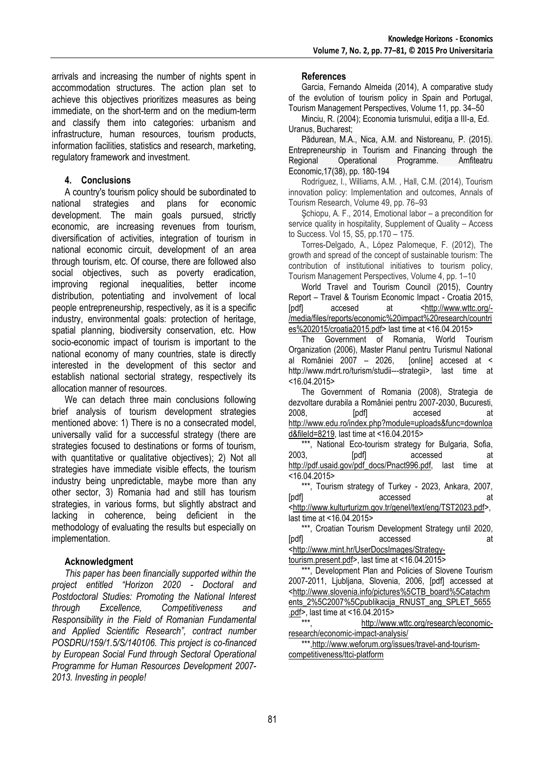arrivals and increasing the number of nights spent in accommodation structures. The action plan set to achieve this objectives prioritizes measures as being immediate, on the short-term and on the medium-term and classify them into categories: urbanism and infrastructure, human resources, tourism products, information facilities, statistics and research, marketing, regulatory framework and investment.

## 4. Conclusions

A country's tourism policy should be subordinated to national strategies and plans for economic development. The main goals pursued, strictly economic, are increasing revenues from tourism, diversification of activities, integration of tourism in national economic circuit, development of an area through tourism, etc. Of course, there are followed also social objectives, such as poverty eradication, improving regional inequalities, better income distribution, potentiating and involvement of local people entrepreneurship, respectively, as it is a specific industry, environmental goals: protection of heritage, spatial planning, biodiversity conservation, etc. How socio-economic impact of tourism is important to the national economy of many countries, state is directly interested in the development of this sector and establish national sectorial strategy, respectively its allocation manner of resources.

We can detach three main conclusions following brief analysis of tourism development strategies mentioned above: 1) There is no a consecrated model, universally valid for a successful strategy (there are strategies focused to destinations or forms of tourism, with quantitative or qualitative objectives); 2) Not all strategies have immediate visible effects, the tourism industry being unpredictable, maybe more than any other sector, 3) Romania had and still has tourism strategies, in various forms, but slightly abstract and lacking in coherence, being deficient in the methodology of evaluating the results but especially on implementation.

## Acknowledgment

*This paper has been financially supported within the project entitled "Horizon 2020 - Doctoral and Postdoctoral Studies: Promoting the National Interest through Excellence, Competitiveness and Responsibility in the Field of Romanian Fundamental and Applied Scientific Research", contract number POSDRU/159/1.5/S/140106. This project is co-financed by European Social Fund through Sectoral Operational Programme for Human Resources Development 2007-2013. Investing in people!*

## References

Garcia, Fernando Almeida (2014), A comparative study of the evolution of tourism policy in Spain and Portugal, Tourism Management Perspectives, Volume 11, pp. 34–50

Minciu, R. (2004); Economia turismului, ediţia a III-a, Ed. Uranus, Bucharest;

Pădurean, M.A., Nica, A.M. and Nistoreanu, P. (2015). Entrepreneurship in Tourism and Financing through the Regional Operational Programme. Amfiteatru Economic,17(38), pp. 180-194

Rodríguez, I., Williams, A.M. , Hall, C.M. (2014), Tourism innovation policy: Implementation and outcomes, Annals of Tourism Research, Volume 49, pp. 76–93

Şchiopu, A. F., 2014, Emotional labor – a precondition for service quality in hospitality, Supplement of Quality – Access to Success. Vol 15, S5, pp.170 – 175.

Torres-Delgado, A., López Palomeque, F. (2012), The growth and spread of the concept of sustainable tourism: The contribution of institutional initiatives to tourism policy, Tourism Management Perspectives, Volume 4, pp. 1–10

World Travel and Tourism Council (2015), Country Report – Travel & Tourism Economic Impact - Croatia 2015, [pdf] accesed at <http://www.wttc.org/-/media/files/reports/economic%20impact%20research/countries%202015/croatia2015.pdf> last time at <16.04.2015>

The Government of Romania, World Tourism Organization (2006), Master Planul pentru Turismul National al României 2007 – 2026, [online] accesed at < http://www.mdrt.ro/turism/studii---strategii>, last time at <16.04.2015>

The Government of Romania (2008), Strategia de dezvoltare durabila a României pentru 2007-2030, Bucuresti, 2008, [pdf] accesed at http://www.edu.ro/index.php?module=uploads&func=download&fileId=8219, last time at <16.04.2015>

\*\*\*, National Eco-tourism strategy for Bulgaria, Sofia, 2003, [pdf] accessed at http://pdf.usaid.gov/pdf_docs/Pnact996.pdf, last time at <16.04.2015>

\*\*\*, Tourism strategy of Turkey - 2023, Ankara, 2007, [pdf] accessed at <http://www.kulturturizm.gov.tr/genel/text/eng/TST2023.pdf>, last time at <16.04.2015>

\*\*\*, Croatian Tourism Development Strategy until 2020, [pdf] accessed at <http://www.mint.hr/UserDocsImages/Strategy-tourism.present.pdf>, last time at <16.04.2015>

\*\*\*, Development Plan and Policies of Slovene Tourism 2007-2011, Ljubljana, Slovenia, 2006, [pdf] accessed at <http://www.slovenia.info/pictures%5CTB_board%5Catachments_2%5C2007%5Cpublikacija_RNUST_ang_SPLET_5655.pdf>, last time at <16.04.2015>

\*\*\*, http://www.wttc.org/research/economic-research/economic-impact-analysis/

\*\*\*,http://www.weforum.org/issues/travel-and-tourism-competitiveness/ttci-platform